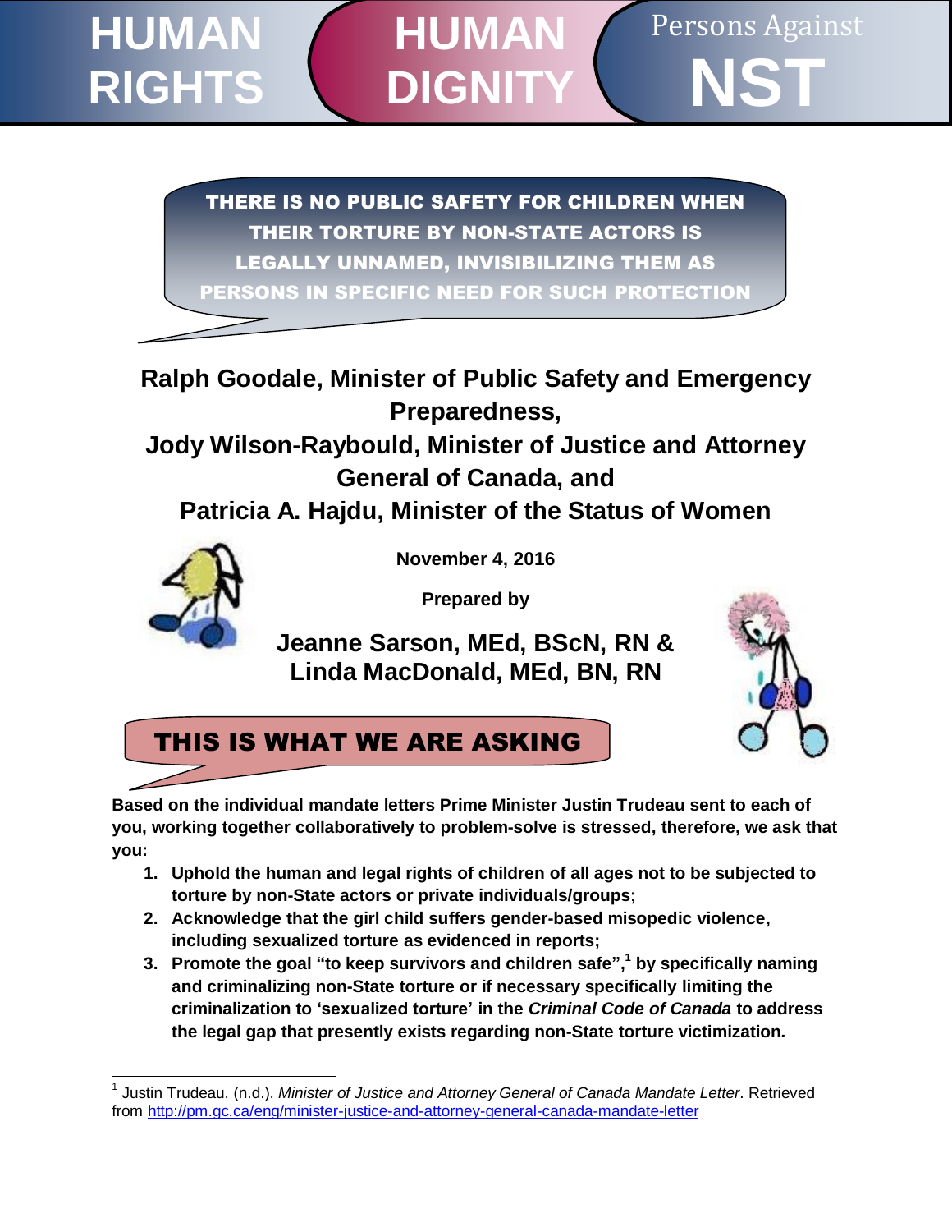# HUMAN RIGHTS | HUMAN DIGNITY | Persons Against NST

**THERE IS NO PUBLIC SAFETY FOR CHILDREN WHEN THEIR TORTURE BY NON-STATE ACTORS IS LEGALLY UNNAMED, INVISIBILIZING THEM AS PERSONS IN SPECIFIC NEED FOR SUCH PROTECTION**

## Ralph Goodale, Minister of Public Safety and Emergency Preparedness, Jody Wilson-Raybould, Minister of Justice and Attorney General of Canada, and Patricia A. Hajdu, Minister of the Status of Women

**November 4, 2016**

**Prepared by**

**Jeanne Sarson, MEd, BScN, RN & Linda MacDonald, MEd, BN, RN**

## THIS IS WHAT WE ARE ASKING

**Based on the individual mandate letters Prime Minister Justin Trudeau sent to each of you, working together collaboratively to problem-solve is stressed, therefore, we ask that you:**

1. **Uphold the human and legal rights of children of all ages not to be subjected to torture by non-State actors or private individuals/groups;**
2. **Acknowledge that the girl child suffers gender-based misopedic violence, including sexualized torture as evidenced in reports;**
3. **Promote the goal "to keep survivors and children safe",[1] by specifically naming and criminalizing non-State torture or if necessary specifically limiting the criminalization to 'sexualized torture' in the *Criminal Code of Canada* to address the legal gap that presently exists regarding non-State torture victimization*.***

---

[1] Justin Trudeau. (n.d.). *Minister of Justice and Attorney General of Canada Mandate Letter*. Retrieved from http://pm.gc.ca/eng/minister-justice-and-attorney-general-canada-mandate-letter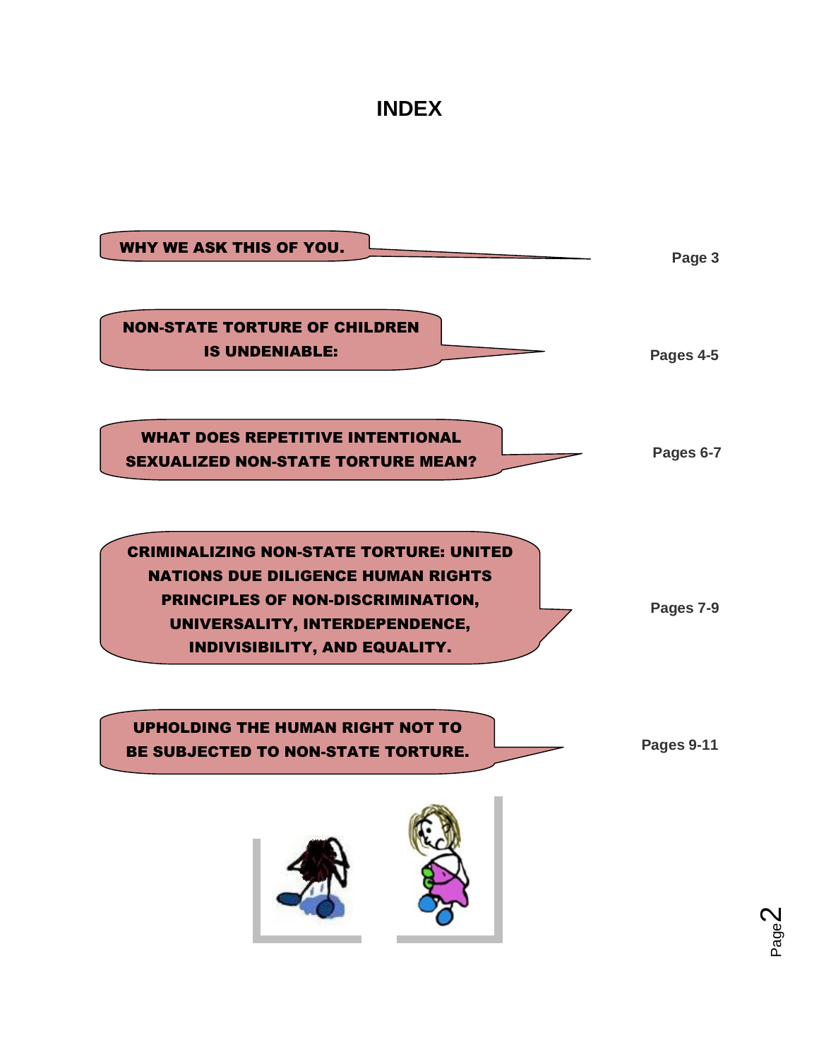# INDEX

| | |
|---|---|
| WHY WE ASK THIS OF YOU. | Page 3 |
| NON-STATE TORTURE OF CHILDREN IS UNDENIABLE: | Pages 4-5 |
| WHAT DOES REPETITIVE INTENTIONAL SEXUALIZED NON-STATE TORTURE MEAN? | Pages 6-7 |
| CRIMINALIZING NON-STATE TORTURE: UNITED NATIONS DUE DILIGENCE HUMAN RIGHTS PRINCIPLES OF NON-DISCRIMINATION, UNIVERSALITY, INTERDEPENDENCE, INDIVISIBILITY, AND EQUALITY. | Pages 7-9 |
| UPHOLDING THE HUMAN RIGHT NOT TO BE SUBJECTED TO NON-STATE TORTURE. | Pages 9-11 |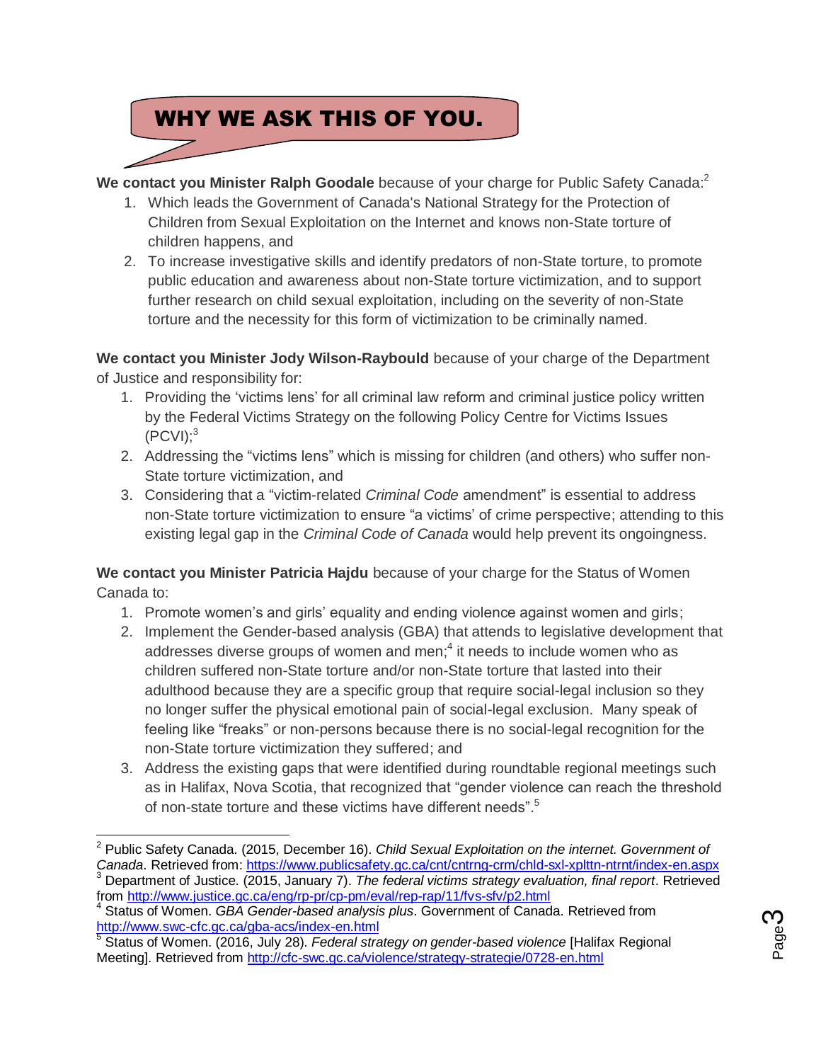## WHY WE ASK THIS OF YOU.

**We contact you Minister Ralph Goodale** because of your charge for Public Safety Canada:[2]

1. Which leads the Government of Canada's National Strategy for the Protection of Children from Sexual Exploitation on the Internet and knows non-State torture of children happens, and
2. To increase investigative skills and identify predators of non-State torture, to promote public education and awareness about non-State torture victimization, and to support further research on child sexual exploitation, including on the severity of non-State torture and the necessity for this form of victimization to be criminally named.

**We contact you Minister Jody Wilson-Raybould** because of your charge of the Department of Justice and responsibility for:

1. Providing the 'victims lens' for all criminal law reform and criminal justice policy written by the Federal Victims Strategy on the following Policy Centre for Victims Issues (PCVI);[3]
2. Addressing the "victims lens" which is missing for children (and others) who suffer non-State torture victimization, and
3. Considering that a "victim-related *Criminal Code* amendment" is essential to address non-State torture victimization to ensure "a victims' of crime perspective; attending to this existing legal gap in the *Criminal Code of Canada* would help prevent its ongoingness.

**We contact you Minister Patricia Hajdu** because of your charge for the Status of Women Canada to:

1. Promote women's and girls' equality and ending violence against women and girls;
2. Implement the Gender-based analysis (GBA) that attends to legislative development that addresses diverse groups of women and men;[4] it needs to include women who as children suffered non-State torture and/or non-State torture that lasted into their adulthood because they are a specific group that require social-legal inclusion so they no longer suffer the physical emotional pain of social-legal exclusion. Many speak of feeling like "freaks" or non-persons because there is no social-legal recognition for the non-State torture victimization they suffered; and
3. Address the existing gaps that were identified during roundtable regional meetings such as in Halifax, Nova Scotia, that recognized that "gender violence can reach the threshold of non-state torture and these victims have different needs".[5]

---

[2] Public Safety Canada. (2015, December 16). *Child Sexual Exploitation on the internet. Government of Canada*. Retrieved from: https://www.publicsafety.gc.ca/cnt/cntrng-crm/chld-sxl-xplttn-ntrnt/index-en.aspx

[3] Department of Justice. (2015, January 7). *The federal victims strategy evaluation, final report*. Retrieved from http://www.justice.gc.ca/eng/rp-pr/cp-pm/eval/rep-rap/11/fvs-sfv/p2.html

[4] Status of Women. *GBA Gender-based analysis plus*. Government of Canada. Retrieved from http://www.swc-cfc.gc.ca/gba-acs/index-en.html

[5] Status of Women. (2016, July 28). *Federal strategy on gender-based violence* [Halifax Regional Meeting]. Retrieved from http://cfc-swc.gc.ca/violence/strategy-strategie/0728-en.html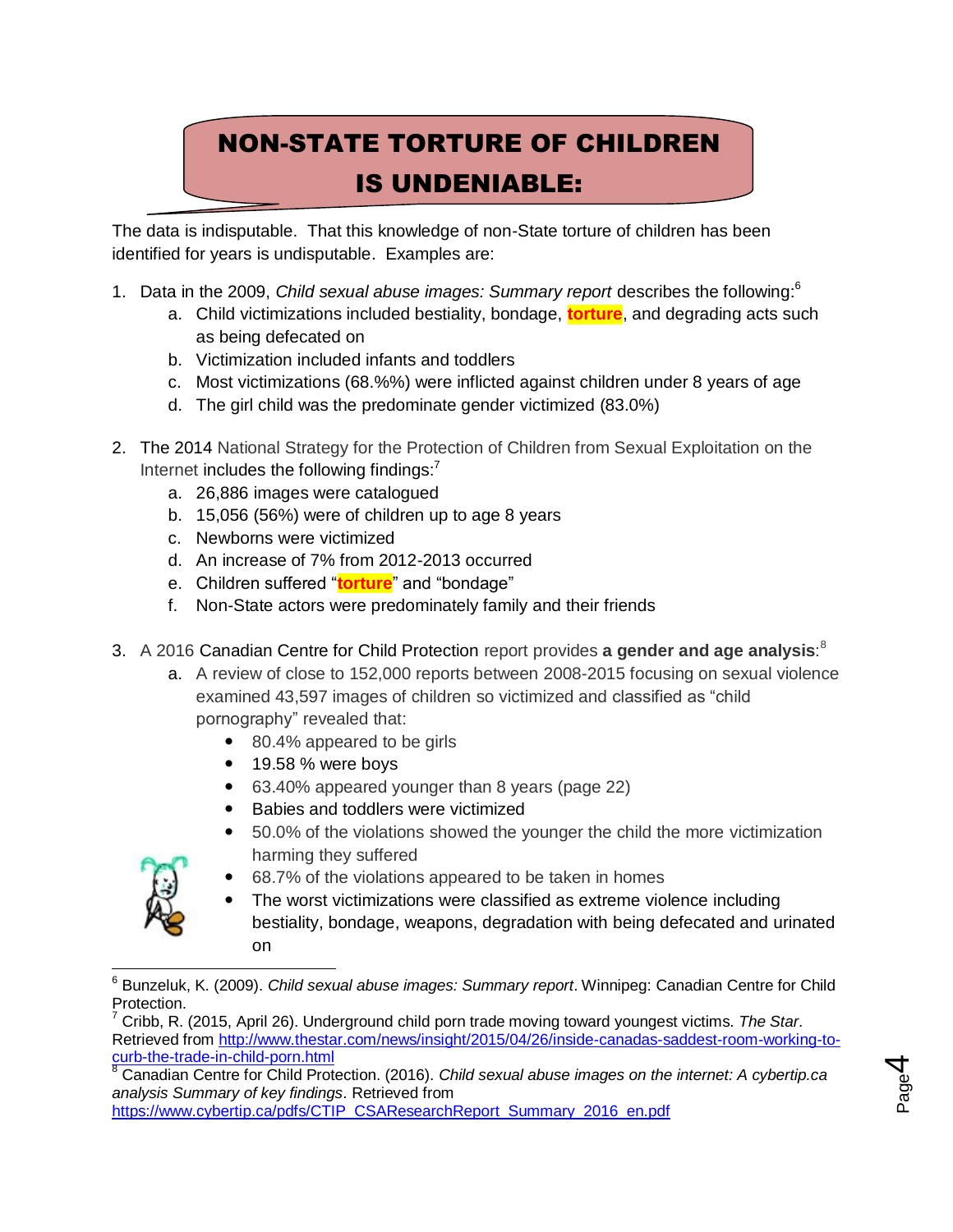# NON-STATE TORTURE OF CHILDREN IS UNDENIABLE:

The data is indisputable. That this knowledge of non-State torture of children has been identified for years is undisputable. Examples are:

1. Data in the 2009, *Child sexual abuse images: Summary report* describes the following:[6]
   a. Child victimizations included bestiality, bondage, **torture**, and degrading acts such as being defecated on
   b. Victimization included infants and toddlers
   c. Most victimizations (68.%%) were inflicted against children under 8 years of age
   d. The girl child was the predominate gender victimized (83.0%)

2. The 2014 National Strategy for the Protection of Children from Sexual Exploitation on the Internet includes the following findings:[7]
   a. 26,886 images were catalogued
   b. 15,056 (56%) were of children up to age 8 years
   c. Newborns were victimized
   d. An increase of 7% from 2012-2013 occurred
   e. Children suffered "**torture**" and "bondage"
   f. Non-State actors were predominately family and their friends

3. A 2016 Canadian Centre for Child Protection report provides **a gender and age analysis**:[8]
   a. A review of close to 152,000 reports between 2008-2015 focusing on sexual violence examined 43,597 images of children so victimized and classified as "child pornography" revealed that:
      - 80.4% appeared to be girls
      - 19.58 % were boys
      - 63.40% appeared younger than 8 years (page 22)
      - Babies and toddlers were victimized
      - 50.0% of the violations showed the younger the child the more victimization harming they suffered
      - 68.7% of the violations appeared to be taken in homes
      - The worst victimizations were classified as extreme violence including bestiality, bondage, weapons, degradation with being defecated and urinated on

---

[6] Bunzeluk, K. (2009). *Child sexual abuse images: Summary report*. Winnipeg: Canadian Centre for Child Protection.

[7] Cribb, R. (2015, April 26). Underground child porn trade moving toward youngest victims. *The Star*. Retrieved from http://www.thestar.com/news/insight/2015/04/26/inside-canadas-saddest-room-working-to-curb-the-trade-in-child-porn.html

[8] Canadian Centre for Child Protection. (2016). *Child sexual abuse images on the internet: A cybertip.ca analysis Summary of key findings*. Retrieved from https://www.cybertip.ca/pdfs/CTIP_CSAResearchReport_Summary_2016_en.pdf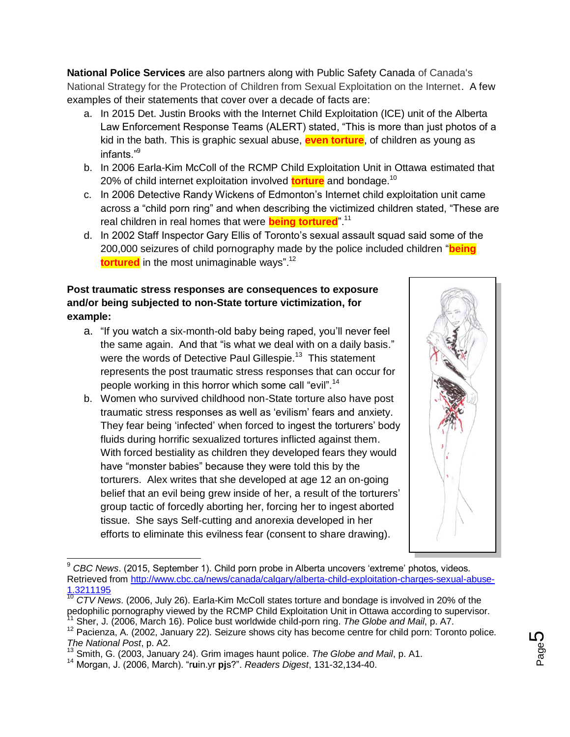**National Police Services** are also partners along with Public Safety Canada of Canada's National Strategy for the Protection of Children from Sexual Exploitation on the Internet. A few examples of their statements that cover over a decade of facts are:

a. In 2015 Det. Justin Brooks with the Internet Child Exploitation (ICE) unit of the Alberta Law Enforcement Response Teams (ALERT) stated, "This is more than just photos of a kid in the bath. This is graphic sexual abuse, **even torture**, of children as young as infants."[9]
b. In 2006 Earla-Kim McColl of the RCMP Child Exploitation Unit in Ottawa estimated that 20% of child internet exploitation involved **torture** and bondage.[10]
c. In 2006 Detective Randy Wickens of Edmonton's Internet child exploitation unit came across a "child porn ring" and when describing the victimized children stated, "These are real children in real homes that were **being tortured**".[11]
d. In 2002 Staff Inspector Gary Ellis of Toronto's sexual assault squad said some of the 200,000 seizures of child pornography made by the police included children "**being tortured** in the most unimaginable ways".[12]

**Post traumatic stress responses are consequences to exposure and/or being subjected to non-State torture victimization, for example:**

a. "If you watch a six-month-old baby being raped, you'll never feel the same again. And that "is what we deal with on a daily basis." were the words of Detective Paul Gillespie.[13] This statement represents the post traumatic stress responses that can occur for people working in this horror which some call "evil".[14]
b. Women who survived childhood non-State torture also have post traumatic stress responses as well as 'evilism' fears and anxiety. They fear being 'infected' when forced to ingest the torturers' body fluids during horrific sexualized tortures inflicted against them. With forced bestiality as children they developed fears they would have "monster babies" because they were told this by the torturers. Alex writes that she developed at age 12 an on-going belief that an evil being grew inside of her, a result of the torturers' group tactic of forcedly aborting her, forcing her to ingest aborted tissue. She says Self-cutting and anorexia developed in her efforts to eliminate this evilness fear (consent to share drawing).

---

[9] *CBC News*. (2015, September 1). Child porn probe in Alberta uncovers 'extreme' photos, videos. Retrieved from http://www.cbc.ca/news/canada/calgary/alberta-child-exploitation-charges-sexual-abuse-1.3211195

[10] *CTV News*. (2006, July 26). Earla-Kim McColl states torture and bondage is involved in 20% of the pedophilic pornography viewed by the RCMP Child Exploitation Unit in Ottawa according to supervisor.

[11] Sher, J. (2006, March 16). Police bust worldwide child-porn ring. *The Globe and Mail*, p. A7.

[12] Pacienza, A. (2002, January 22). Seizure shows city has become centre for child porn: Toronto police. *The National Post*, p. A2.

[13] Smith, G. (2003, January 24). Grim images haunt police. *The Globe and Mail*, p. A1.

[14] Morgan, J. (2006, March). "ruin.yr pjs?". *Readers Digest*, 131-32,134-40.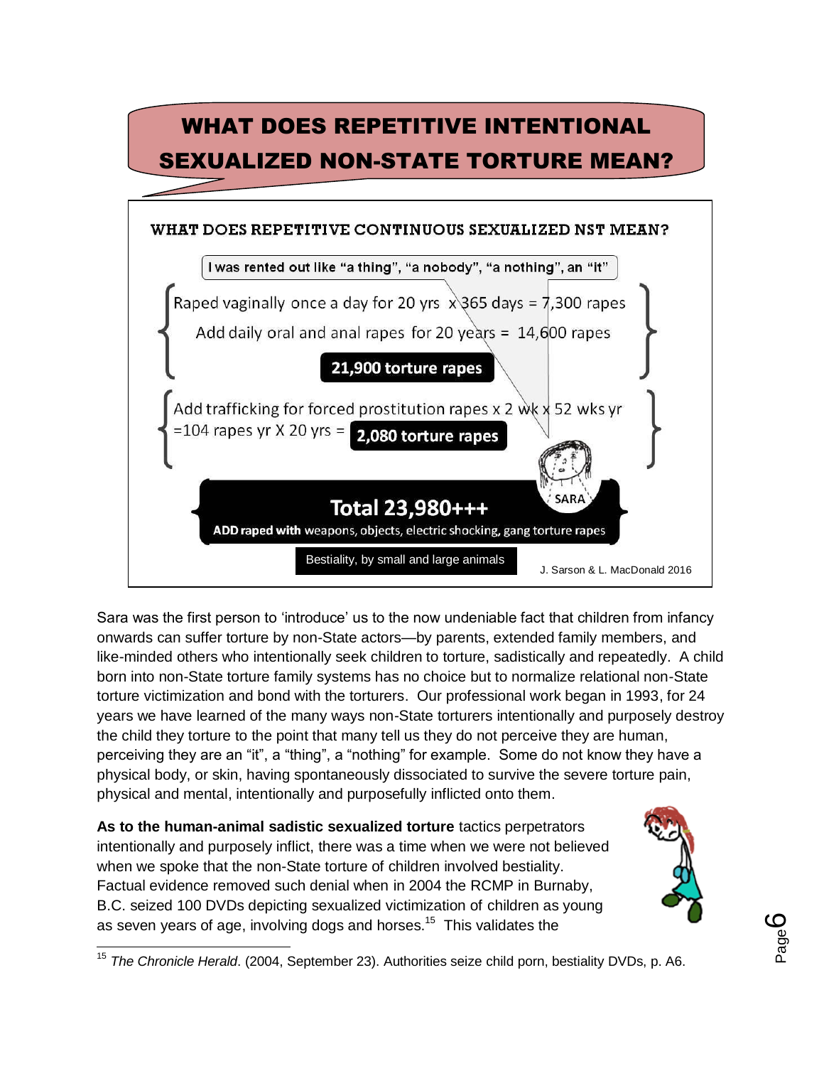# WHAT DOES REPETITIVE INTENTIONAL SEXUALIZED NON-STATE TORTURE MEAN?

**WHAT DOES REPETITIVE CONTINUOUS SEXUALIZED NST MEAN?**

I was rented out like "a thing", "a nobody", "a nothing", an "it"

Raped vaginally once a day for 20 yrs x 365 days = 7,300 rapes

Add daily oral and anal rapes for 20 years = 14,600 rapes

**21,900 torture rapes**

Add trafficking for forced prostitution rapes x 2 wk x 52 wks yr =104 rapes yr X 20 yrs = **2,080 torture rapes**

SARA

**Total 23,980+++**

**ADD raped with** weapons, objects, electric shocking, gang torture rapes

Bestiality, by small and large animals

J. Sarson & L. MacDonald 2016

Sara was the first person to 'introduce' us to the now undeniable fact that children from infancy onwards can suffer torture by non-State actors—by parents, extended family members, and like-minded others who intentionally seek children to torture, sadistically and repeatedly. A child born into non-State torture family systems has no choice but to normalize relational non-State torture victimization and bond with the torturers. Our professional work began in 1993, for 24 years we have learned of the many ways non-State torturers intentionally and purposely destroy the child they torture to the point that many tell us they do not perceive they are human, perceiving they are an "it", a "thing", a "nothing" for example. Some do not know they have a physical body, or skin, having spontaneously dissociated to survive the severe torture pain, physical and mental, intentionally and purposefully inflicted onto them.

**As to the human-animal sadistic sexualized torture** tactics perpetrators intentionally and purposely inflict, there was a time when we were not believed when we spoke that the non-State torture of children involved bestiality. Factual evidence removed such denial when in 2004 the RCMP in Burnaby, B.C. seized 100 DVDs depicting sexualized victimization of children as young as seven years of age, involving dogs and horses.[15] This validates the

---

[15] *The Chronicle Herald*. (2004, September 23). Authorities seize child porn, bestiality DVDs, p. A6.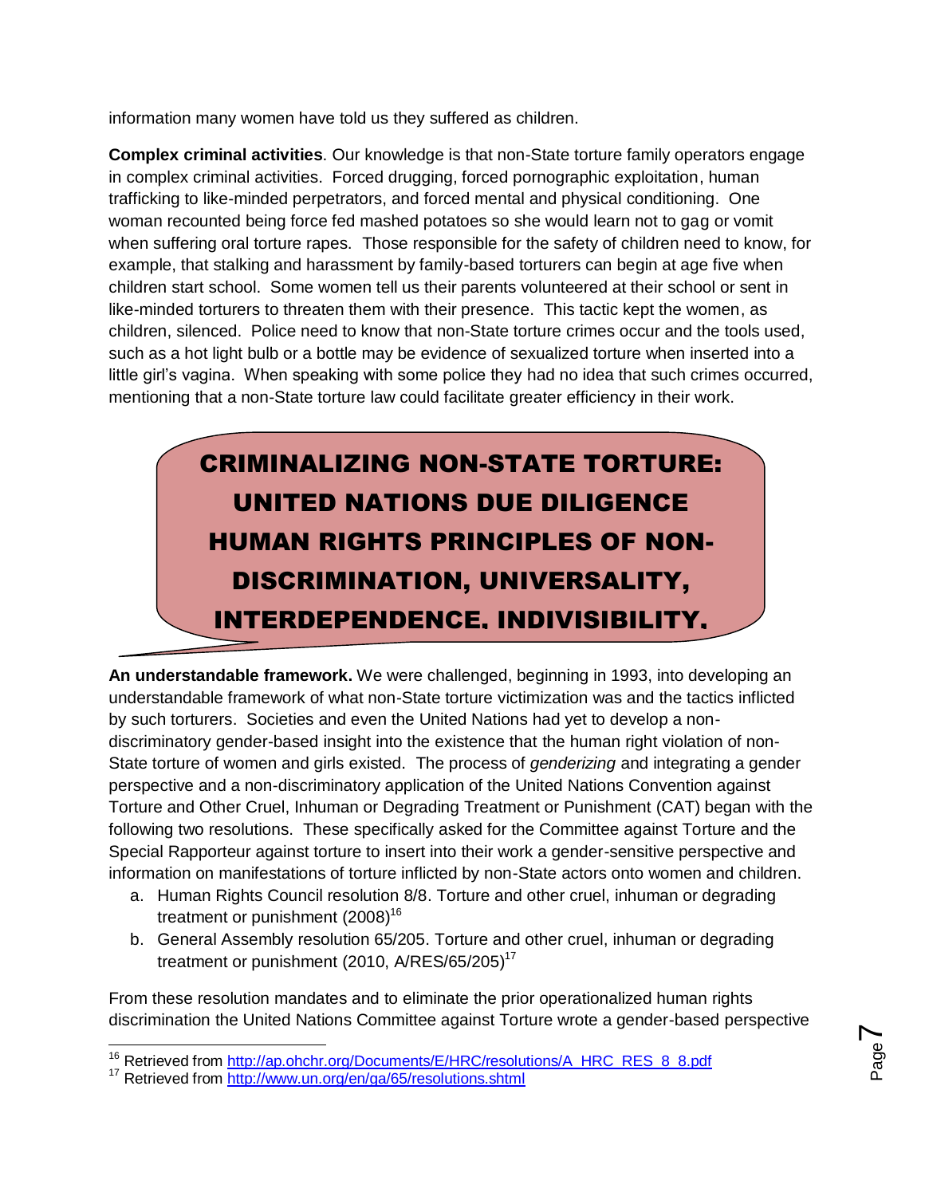information many women have told us they suffered as children.

**Complex criminal activities**. Our knowledge is that non-State torture family operators engage in complex criminal activities. Forced drugging, forced pornographic exploitation, human trafficking to like-minded perpetrators, and forced mental and physical conditioning. One woman recounted being force fed mashed potatoes so she would learn not to gag or vomit when suffering oral torture rapes. Those responsible for the safety of children need to know, for example, that stalking and harassment by family-based torturers can begin at age five when children start school. Some women tell us their parents volunteered at their school or sent in like-minded torturers to threaten them with their presence. This tactic kept the women, as children, silenced. Police need to know that non-State torture crimes occur and the tools used, such as a hot light bulb or a bottle may be evidence of sexualized torture when inserted into a little girl's vagina. When speaking with some police they had no idea that such crimes occurred, mentioning that a non-State torture law could facilitate greater efficiency in their work.

## CRIMINALIZING NON-STATE TORTURE: UNITED NATIONS DUE DILIGENCE HUMAN RIGHTS PRINCIPLES OF NON-DISCRIMINATION, UNIVERSALITY, INTERDEPENDENCE, INDIVISIBILITY.

**An understandable framework.** We were challenged, beginning in 1993, into developing an understandable framework of what non-State torture victimization was and the tactics inflicted by such torturers. Societies and even the United Nations had yet to develop a non-discriminatory gender-based insight into the existence that the human right violation of non-State torture of women and girls existed. The process of *genderizing* and integrating a gender perspective and a non-discriminatory application of the United Nations Convention against Torture and Other Cruel, Inhuman or Degrading Treatment or Punishment (CAT) began with the following two resolutions. These specifically asked for the Committee against Torture and the Special Rapporteur against torture to insert into their work a gender-sensitive perspective and information on manifestations of torture inflicted by non-State actors onto women and children.

a. Human Rights Council resolution 8/8. Torture and other cruel, inhuman or degrading treatment or punishment (2008)[16]
b. General Assembly resolution 65/205. Torture and other cruel, inhuman or degrading treatment or punishment (2010, A/RES/65/205)[17]

From these resolution mandates and to eliminate the prior operationalized human rights discrimination the United Nations Committee against Torture wrote a gender-based perspective

[16] Retrieved from http://ap.ohchr.org/Documents/E/HRC/resolutions/A_HRC_RES_8_8.pdf
[17] Retrieved from http://www.un.org/en/ga/65/resolutions.shtml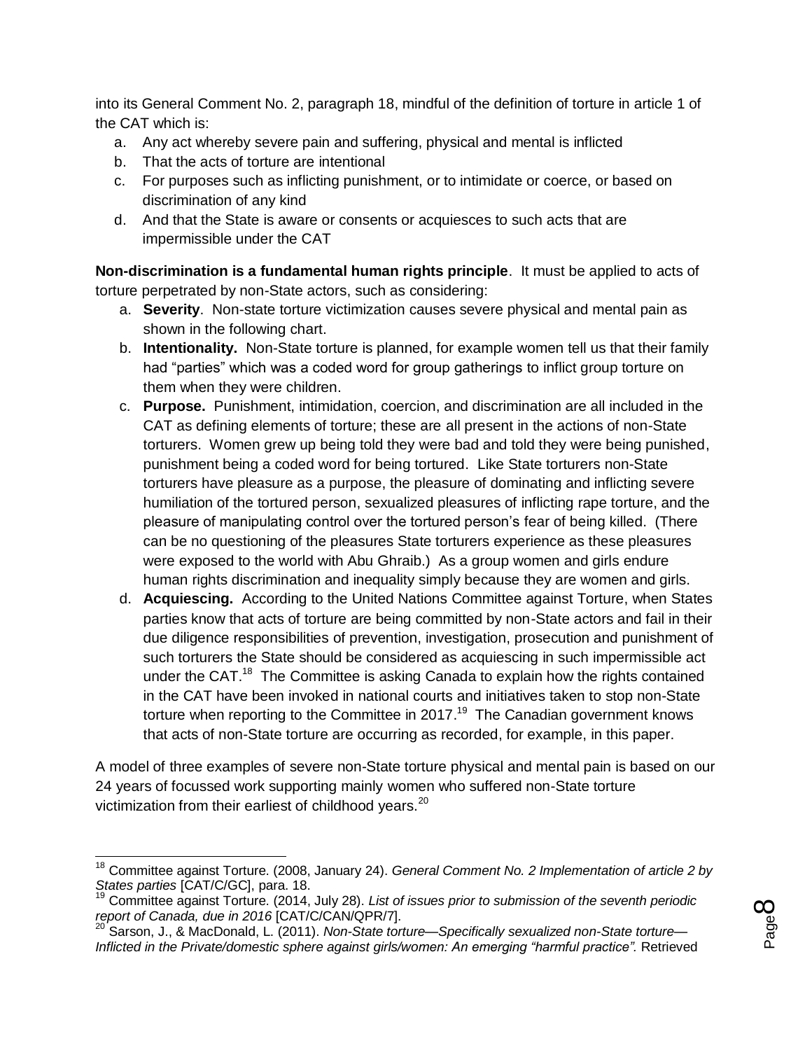into its General Comment No. 2, paragraph 18, mindful of the definition of torture in article 1 of the CAT which is:

a. Any act whereby severe pain and suffering, physical and mental is inflicted
b. That the acts of torture are intentional
c. For purposes such as inflicting punishment, or to intimidate or coerce, or based on discrimination of any kind
d. And that the State is aware or consents or acquiesces to such acts that are impermissible under the CAT

**Non-discrimination is a fundamental human rights principle**. It must be applied to acts of torture perpetrated by non-State actors, such as considering:

a. **Severity**. Non-state torture victimization causes severe physical and mental pain as shown in the following chart.
b. **Intentionality.** Non-State torture is planned, for example women tell us that their family had "parties" which was a coded word for group gatherings to inflict group torture on them when they were children.
c. **Purpose.** Punishment, intimidation, coercion, and discrimination are all included in the CAT as defining elements of torture; these are all present in the actions of non-State torturers. Women grew up being told they were bad and told they were being punished, punishment being a coded word for being tortured. Like State torturers non-State torturers have pleasure as a purpose, the pleasure of dominating and inflicting severe humiliation of the tortured person, sexualized pleasures of inflicting rape torture, and the pleasure of manipulating control over the tortured person's fear of being killed. (There can be no questioning of the pleasures State torturers experience as these pleasures were exposed to the world with Abu Ghraib.) As a group women and girls endure human rights discrimination and inequality simply because they are women and girls.
d. **Acquiescing.** According to the United Nations Committee against Torture, when States parties know that acts of torture are being committed by non-State actors and fail in their due diligence responsibilities of prevention, investigation, prosecution and punishment of such torturers the State should be considered as acquiescing in such impermissible act under the CAT.[18] The Committee is asking Canada to explain how the rights contained in the CAT have been invoked in national courts and initiatives taken to stop non-State torture when reporting to the Committee in 2017.[19] The Canadian government knows that acts of non-State torture are occurring as recorded, for example, in this paper.

A model of three examples of severe non-State torture physical and mental pain is based on our 24 years of focussed work supporting mainly women who suffered non-State torture victimization from their earliest of childhood years.[20]

---

[18] Committee against Torture. (2008, January 24). *General Comment No. 2 Implementation of article 2 by States parties* [CAT/C/GC], para. 18.

[19] Committee against Torture. (2014, July 28). *List of issues prior to submission of the seventh periodic report of Canada, due in 2016* [CAT/C/CAN/QPR/7].

[20] Sarson, J., & MacDonald, L. (2011). *Non-State torture—Specifically sexualized non-State torture—Inflicted in the Private/domestic sphere against girls/women: An emerging "harmful practice".* Retrieved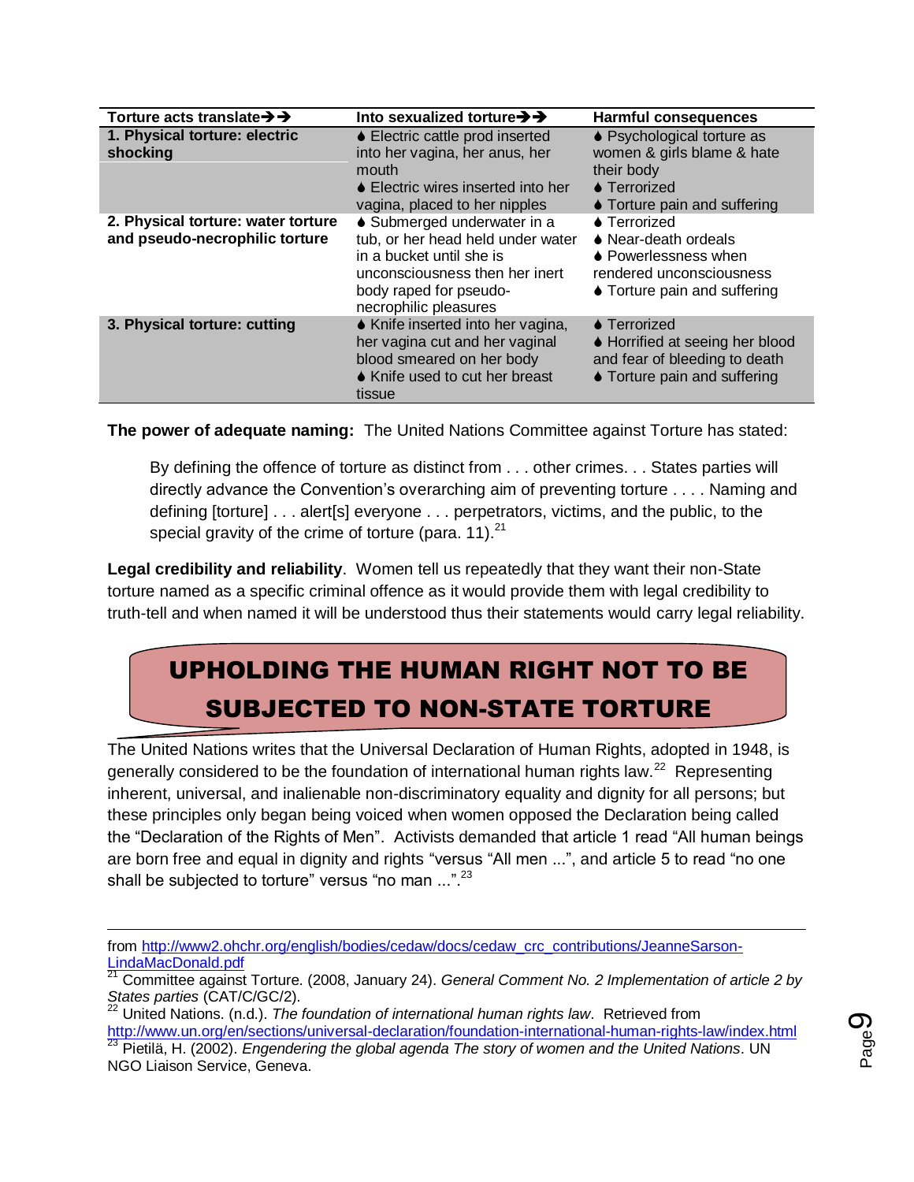| Torture acts translate➔➔ | Into sexualized torture➔➔ | Harmful consequences |
|---|---|---|
| **1. Physical torture: electric shocking** | ♠ Electric cattle prod inserted into her vagina, her anus, her mouth<br>♠ Electric wires inserted into her vagina, placed to her nipples | ♠ Psychological torture as women & girls blame & hate their body<br>♠ Terrorized<br>♠ Torture pain and suffering |
| **2. Physical torture: water torture and pseudo-necrophilic torture** | ♠ Submerged underwater in a tub, or her head held under water in a bucket until she is unconsciousness then her inert body raped for pseudo-necrophilic pleasures | ♠ Terrorized<br>♠ Near-death ordeals<br>♠ Powerlessness when rendered unconsciousness<br>♠ Torture pain and suffering |
| **3. Physical torture: cutting** | ♠ Knife inserted into her vagina, her vagina cut and her vaginal blood smeared on her body<br>♠ Knife used to cut her breast tissue | ♠ Terrorized<br>♠ Horrified at seeing her blood and fear of bleeding to death<br>♠ Torture pain and suffering |

**The power of adequate naming:** The United Nations Committee against Torture has stated:

> By defining the offence of torture as distinct from . . . other crimes. . . States parties will directly advance the Convention's overarching aim of preventing torture . . . . Naming and defining [torture] . . . alert[s] everyone . . . perpetrators, victims, and the public, to the special gravity of the crime of torture (para. 11).[21]

**Legal credibility and reliability**. Women tell us repeatedly that they want their non-State torture named as a specific criminal offence as it would provide them with legal credibility to truth-tell and when named it will be understood thus their statements would carry legal reliability.

## UPHOLDING THE HUMAN RIGHT NOT TO BE SUBJECTED TO NON-STATE TORTURE

The United Nations writes that the Universal Declaration of Human Rights, adopted in 1948, is generally considered to be the foundation of international human rights law.[22] Representing inherent, universal, and inalienable non-discriminatory equality and dignity for all persons; but these principles only began being voiced when women opposed the Declaration being called the "Declaration of the Rights of Men". Activists demanded that article 1 read "All human beings are born free and equal in dignity and rights "versus "All men ...", and article 5 to read "no one shall be subjected to torture" versus "no man ...".[23]

---

from http://www2.ohchr.org/english/bodies/cedaw/docs/cedaw_crc_contributions/JeanneSarson-LindaMacDonald.pdf

[21] Committee against Torture. (2008, January 24). *General Comment No. 2 Implementation of article 2 by States parties* (CAT/C/GC/2).

[22] United Nations. (n.d.). *The foundation of international human rights law*. Retrieved from http://www.un.org/en/sections/universal-declaration/foundation-international-human-rights-law/index.html

[23] Pietilä, H. (2002). *Engendering the global agenda The story of women and the United Nations*. UN NGO Liaison Service, Geneva.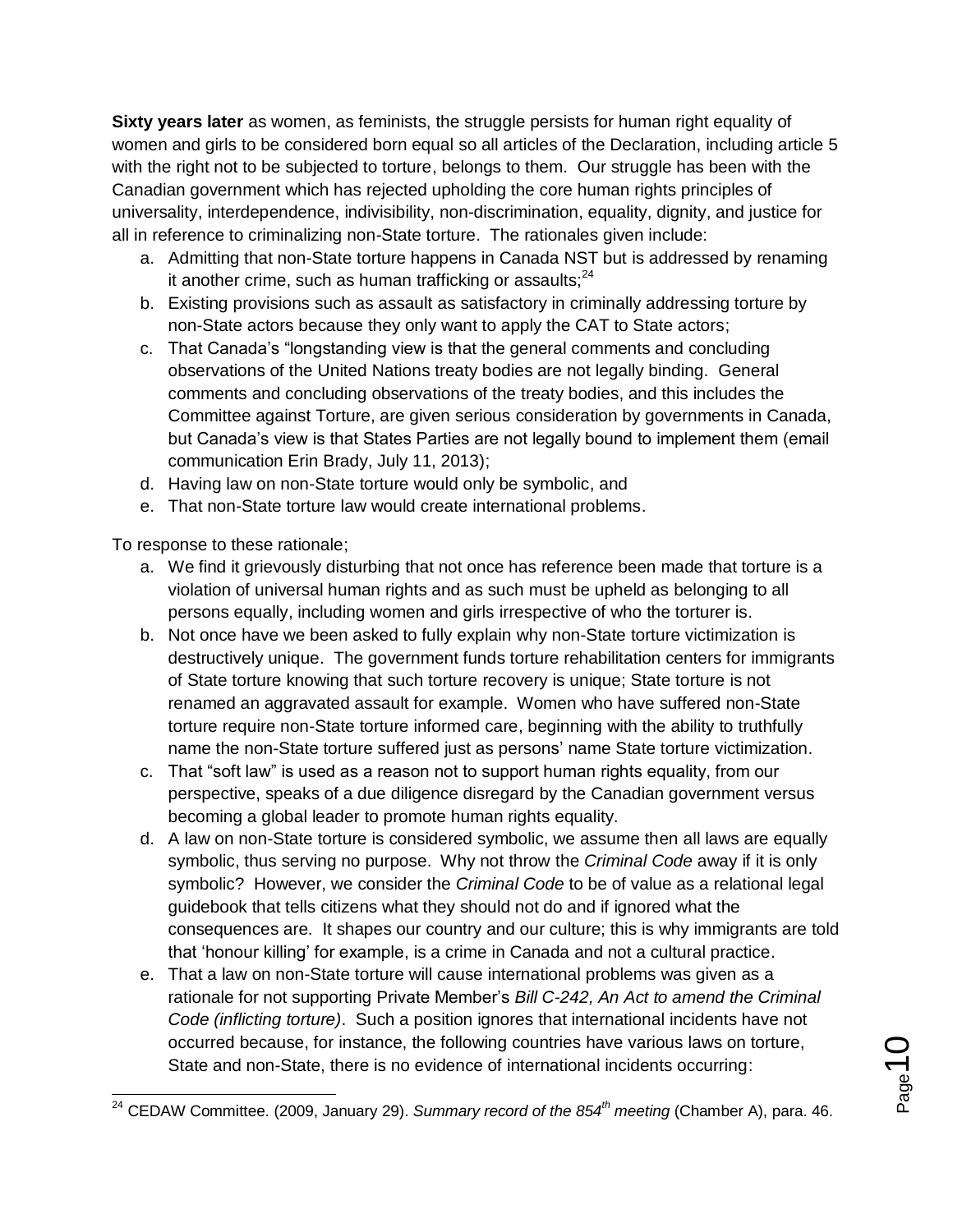**Sixty years later** as women, as feminists, the struggle persists for human right equality of women and girls to be considered born equal so all articles of the Declaration, including article 5 with the right not to be subjected to torture, belongs to them. Our struggle has been with the Canadian government which has rejected upholding the core human rights principles of universality, interdependence, indivisibility, non-discrimination, equality, dignity, and justice for all in reference to criminalizing non-State torture. The rationales given include:

a. Admitting that non-State torture happens in Canada NST but is addressed by renaming it another crime, such as human trafficking or assaults;[24]
b. Existing provisions such as assault as satisfactory in criminally addressing torture by non-State actors because they only want to apply the CAT to State actors;
c. That Canada's "longstanding view is that the general comments and concluding observations of the United Nations treaty bodies are not legally binding. General comments and concluding observations of the treaty bodies, and this includes the Committee against Torture, are given serious consideration by governments in Canada, but Canada's view is that States Parties are not legally bound to implement them (email communication Erin Brady, July 11, 2013);
d. Having law on non-State torture would only be symbolic, and
e. That non-State torture law would create international problems.

To response to these rationale;

a. We find it grievously disturbing that not once has reference been made that torture is a violation of universal human rights and as such must be upheld as belonging to all persons equally, including women and girls irrespective of who the torturer is.
b. Not once have we been asked to fully explain why non-State torture victimization is destructively unique. The government funds torture rehabilitation centers for immigrants of State torture knowing that such torture recovery is unique; State torture is not renamed an aggravated assault for example. Women who have suffered non-State torture require non-State torture informed care, beginning with the ability to truthfully name the non-State torture suffered just as persons' name State torture victimization.
c. That "soft law" is used as a reason not to support human rights equality, from our perspective, speaks of a due diligence disregard by the Canadian government versus becoming a global leader to promote human rights equality.
d. A law on non-State torture is considered symbolic, we assume then all laws are equally symbolic, thus serving no purpose. Why not throw the *Criminal Code* away if it is only symbolic? However, we consider the *Criminal Code* to be of value as a relational legal guidebook that tells citizens what they should not do and if ignored what the consequences are. It shapes our country and our culture; this is why immigrants are told that 'honour killing' for example, is a crime in Canada and not a cultural practice.
e. That a law on non-State torture will cause international problems was given as a rationale for not supporting Private Member's *Bill C-242, An Act to amend the Criminal Code (inflicting torture)*. Such a position ignores that international incidents have not occurred because, for instance, the following countries have various laws on torture, State and non-State, there is no evidence of international incidents occurring:

[24] CEDAW Committee. (2009, January 29). *Summary record of the 854th meeting* (Chamber A), para. 46.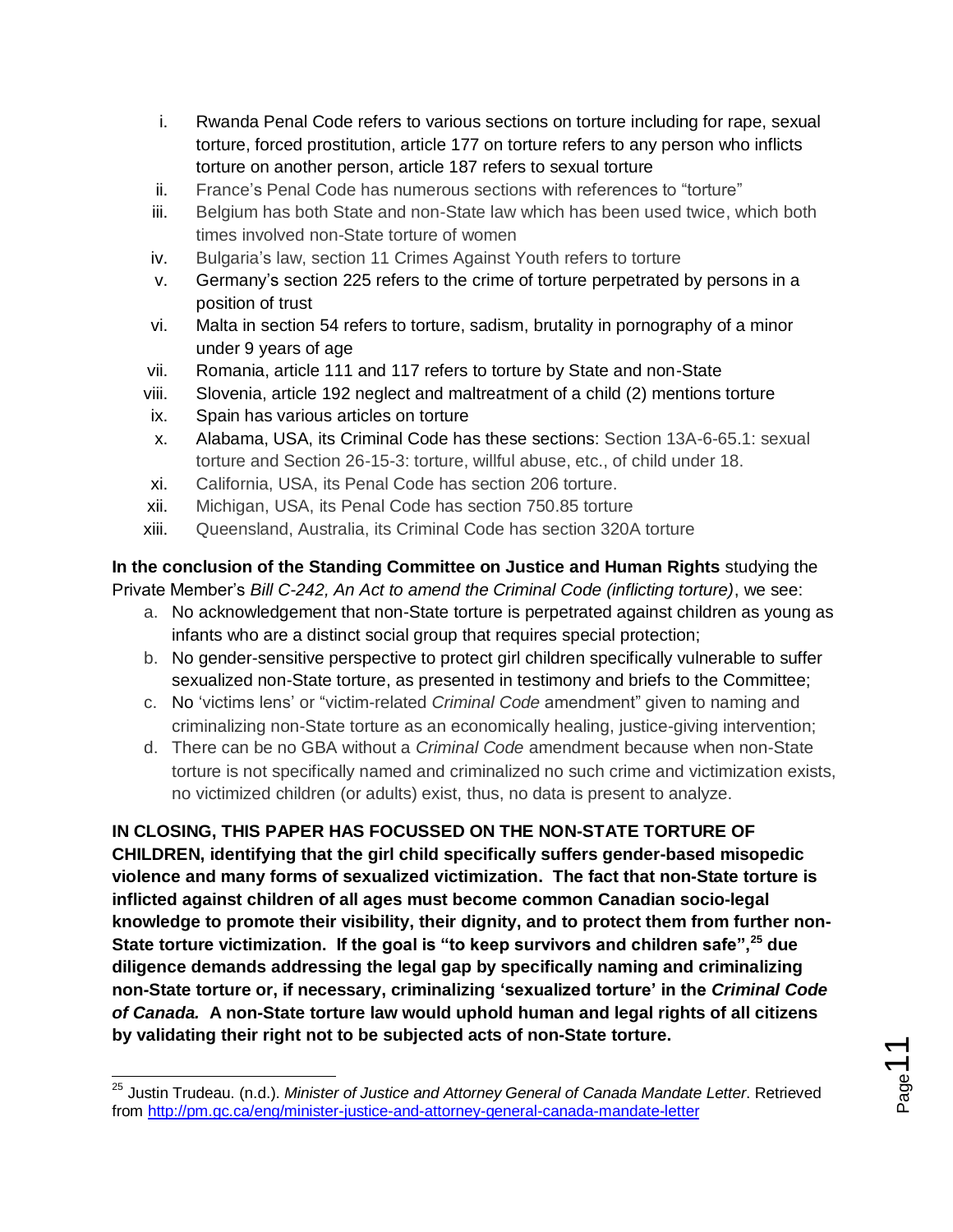i. Rwanda Penal Code refers to various sections on torture including for rape, sexual torture, forced prostitution, article 177 on torture refers to any person who inflicts torture on another person, article 187 refers to sexual torture
ii. France's Penal Code has numerous sections with references to "torture"
iii. Belgium has both State and non-State law which has been used twice, which both times involved non-State torture of women
iv. Bulgaria's law, section 11 Crimes Against Youth refers to torture
v. Germany's section 225 refers to the crime of torture perpetrated by persons in a position of trust
vi. Malta in section 54 refers to torture, sadism, brutality in pornography of a minor under 9 years of age
vii. Romania, article 111 and 117 refers to torture by State and non-State
viii. Slovenia, article 192 neglect and maltreatment of a child (2) mentions torture
ix. Spain has various articles on torture
x. Alabama, USA, its Criminal Code has these sections: Section 13A-6-65.1: sexual torture and Section 26-15-3: torture, willful abuse, etc., of child under 18.
xi. California, USA, its Penal Code has section 206 torture.
xii. Michigan, USA, its Penal Code has section 750.85 torture
xiii. Queensland, Australia, its Criminal Code has section 320A torture

**In the conclusion of the Standing Committee on Justice and Human Rights** studying the Private Member's *Bill C-242, An Act to amend the Criminal Code (inflicting torture)*, we see:

a. No acknowledgement that non-State torture is perpetrated against children as young as infants who are a distinct social group that requires special protection;
b. No gender-sensitive perspective to protect girl children specifically vulnerable to suffer sexualized non-State torture, as presented in testimony and briefs to the Committee;
c. No 'victims lens' or "victim-related *Criminal Code* amendment" given to naming and criminalizing non-State torture as an economically healing, justice-giving intervention;
d. There can be no GBA without a *Criminal Code* amendment because when non-State torture is not specifically named and criminalized no such crime and victimization exists, no victimized children (or adults) exist, thus, no data is present to analyze.

**IN CLOSING, THIS PAPER HAS FOCUSSED ON THE NON-STATE TORTURE OF CHILDREN, identifying that the girl child specifically suffers gender-based misopedic violence and many forms of sexualized victimization. The fact that non-State torture is inflicted against children of all ages must become common Canadian socio-legal knowledge to promote their visibility, their dignity, and to protect them from further non-State torture victimization. If the goal is "to keep survivors and children safe",[25] due diligence demands addressing the legal gap by specifically naming and criminalizing non-State torture or, if necessary, criminalizing 'sexualized torture' in the *Criminal Code of Canada.* A non-State torture law would uphold human and legal rights of all citizens by validating their right not to be subjected acts of non-State torture.**

---

[25] Justin Trudeau. (n.d.). *Minister of Justice and Attorney General of Canada Mandate Letter*. Retrieved from http://pm.gc.ca/eng/minister-justice-and-attorney-general-canada-mandate-letter